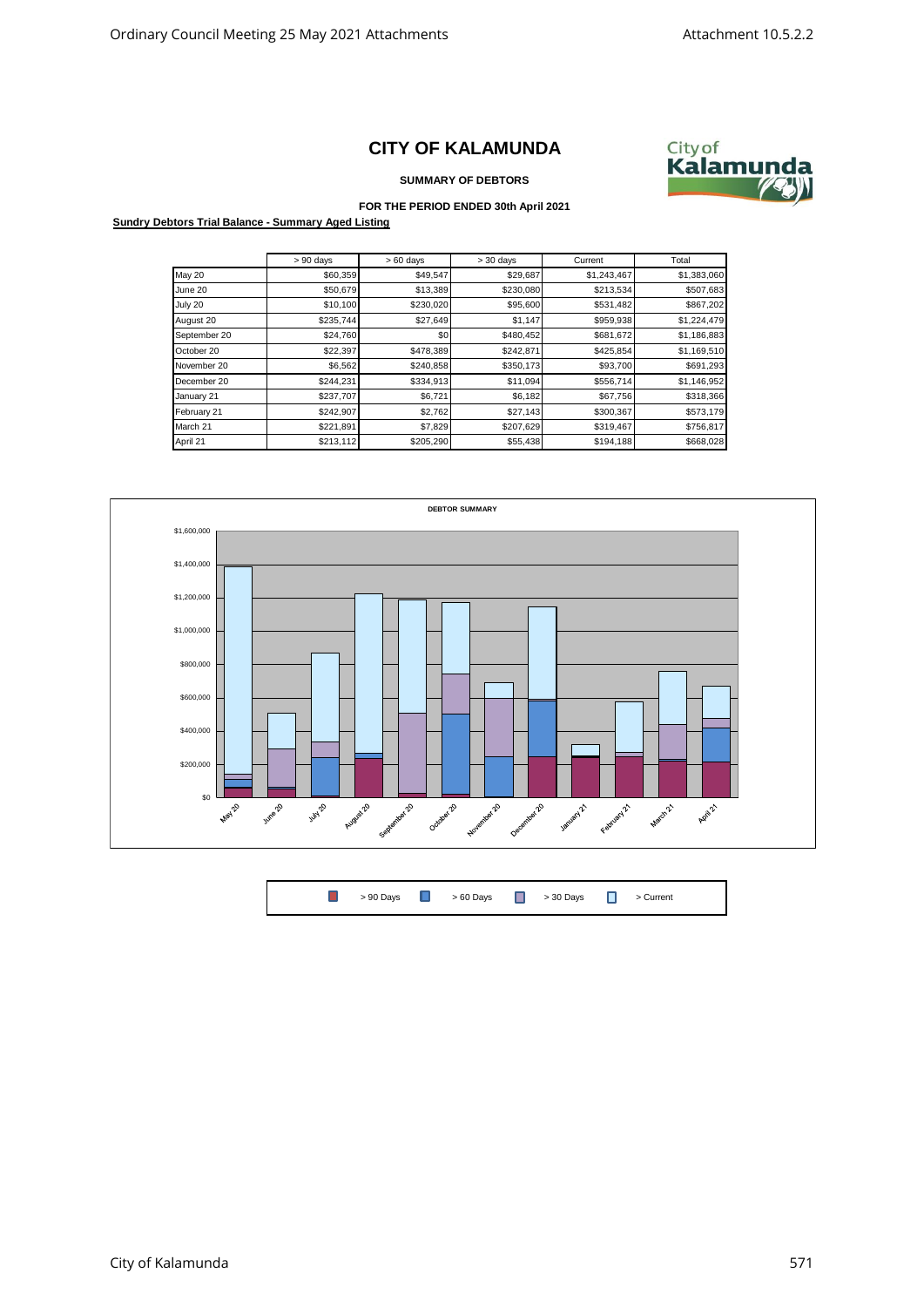# CITY OF KALAMUNDA

**SUMMARY OF DEBTORS**

**FOR THE PERIOD ENDED 30th April 2021**

**Sundry Debtors Trial Balance - Summary Aged Listing**

| | > 90 days | > 60 days | > 30 days | Current | Total |
|---|---|---|---|---|---|
| May 20 | $60,359 | $49,547 | $29,687 | $1,243,467 | $1,383,060 |
| June 20 | $50,679 | $13,389 | $230,080 | $213,534 | $507,683 |
| July 20 | $10,100 | $230,020 | $95,600 | $531,482 | $867,202 |
| August 20 | $235,744 | $27,649 | $1,147 | $959,938 | $1,224,479 |
| September 20 | $24,760 | $0 | $480,452 | $681,672 | $1,186,883 |
| October 20 | $22,397 | $478,389 | $242,871 | $425,854 | $1,169,510 |
| November 20 | $6,562 | $240,858 | $350,173 | $93,700 | $691,293 |
| December 20 | $244,231 | $334,913 | $11,094 | $556,714 | $1,146,952 |
| January 21 | $237,707 | $6,721 | $6,182 | $67,756 | $318,366 |
| February 21 | $242,907 | $2,762 | $27,143 | $300,367 | $573,179 |
| March 21 | $221,891 | $7,829 | $207,629 | $319,467 | $756,817 |
| April 21 | $213,112 | $205,290 | $55,438 | $194,188 | $668,028 |

**DEBTOR SUMMARY**

> 90 Days | > 60 Days | > 30 Days | > Current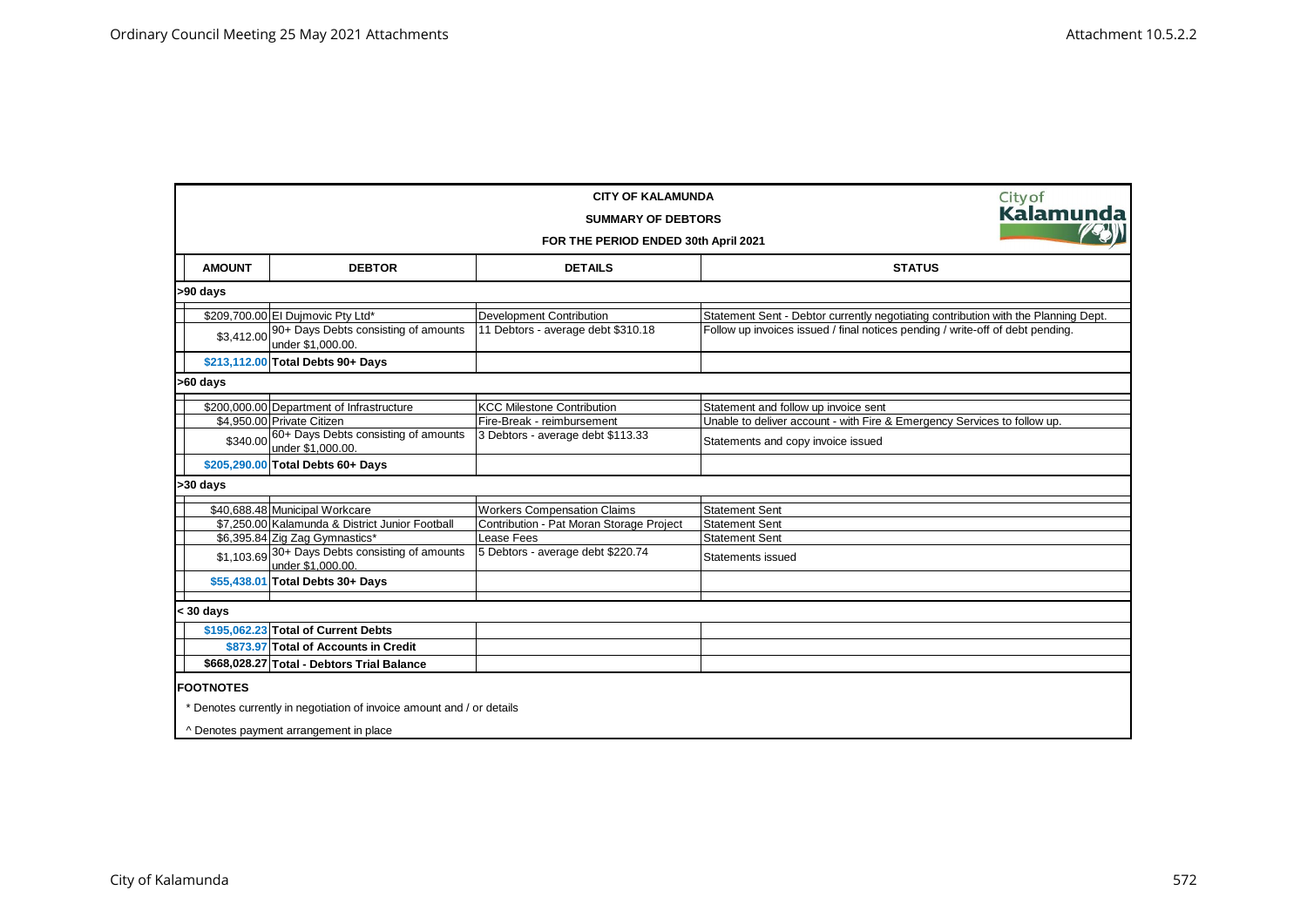**CITY OF KALAMUNDA**

**SUMMARY OF DEBTORS**

**FOR THE PERIOD ENDED 30th April 2021**

| AMOUNT | DEBTOR | DETAILS | STATUS |
|---|---|---|---|
| **>90 days** | | | |
| $209,700.00 | El Dujmovic Pty Ltd* | Development Contribution | Statement Sent - Debtor currently negotiating contribution with the Planning Dept. |
| $3,412.00 | 90+ Days Debts consisting of amounts under $1,000.00. | 11 Debtors - average debt $310.18 | Follow up invoices issued / final notices pending / write-off of debt pending. |
| **$213,112.00** | **Total Debts 90+ Days** | | |
| **>60 days** | | | |
| $200,000.00 | Department of Infrastructure | KCC Milestone Contribution | Statement and follow up invoice sent |
| $4,950.00 | Private Citizen | Fire-Break - reimbursement | Unable to deliver account - with Fire & Emergency Services to follow up. |
| $340.00 | 60+ Days Debts consisting of amounts under $1,000.00. | 3 Debtors - average debt $113.33 | Statements and copy invoice issued |
| **$205,290.00** | **Total Debts 60+ Days** | | |
| **>30 days** | | | |
| $40,688.48 | Municipal Workcare | Workers Compensation Claims | Statement Sent |
| $7,250.00 | Kalamunda & District Junior Football | Contribution - Pat Moran Storage Project | Statement Sent |
| $6,395.84 | Zig Zag Gymnastics* | Lease Fees | Statement Sent |
| $1,103.69 | 30+ Days Debts consisting of amounts under $1,000.00. | 5 Debtors - average debt $220.74 | Statements issued |
| **$55,438.01** | **Total Debts 30+ Days** | | |
| **< 30 days** | | | |
| **$195,062.23** | **Total of Current Debts** | | |
| **$873.97** | **Total of Accounts in Credit** | | |
| **$668,028.27** | **Total - Debtors Trial Balance** | | |

**FOOTNOTES**

\* Denotes currently in negotiation of invoice amount and / or details

^ Denotes payment arrangement in place